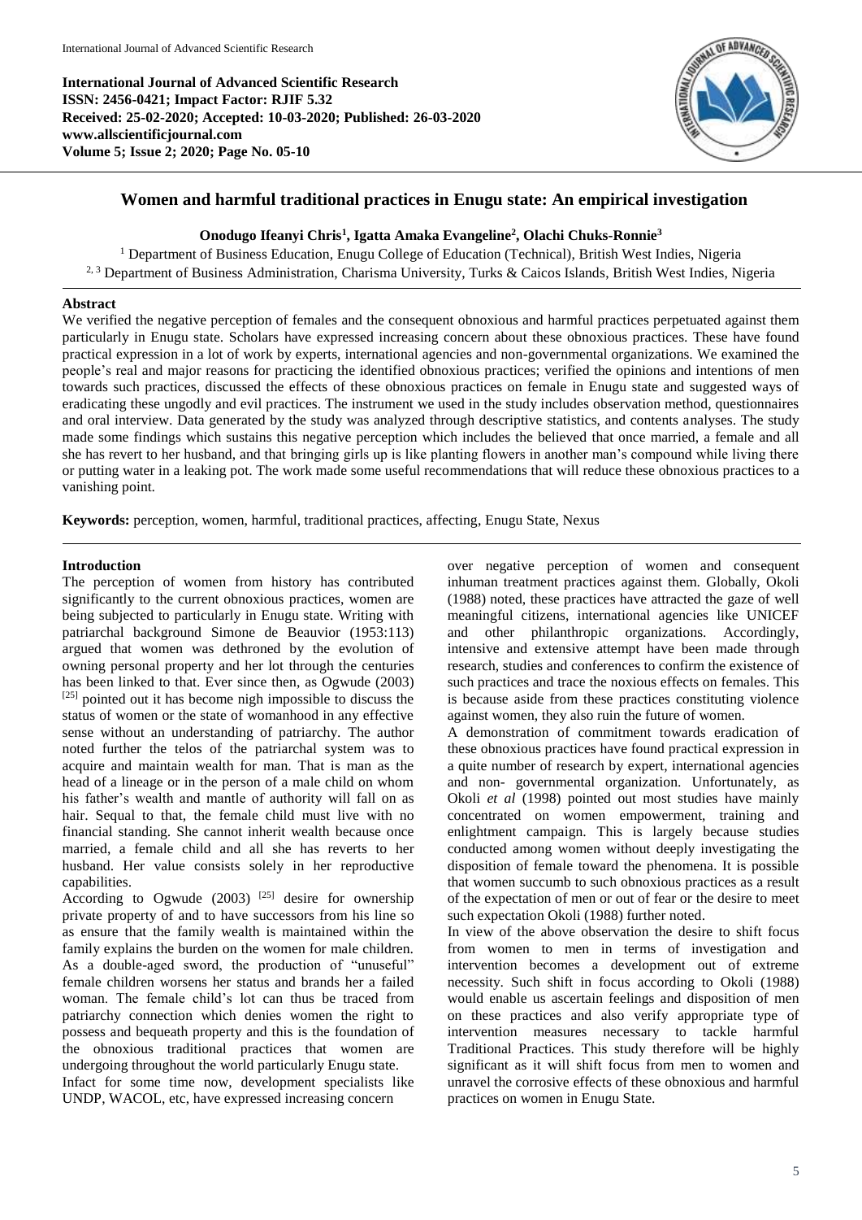International Journal of Advanced Scientific Research
ISSN: 2456-0421; Impact Factor: RJIF 5.32
Received: 25-02-2020; Accepted: 10-03-2020; Published: 26-03-2020
www.allscientificjournal.com
Volume 5; Issue 2; 2020; Page No. 05-10

# Women and harmful traditional practices in Enugu state: An empirical investigation

**Onodugo Ifeanyi Chris[1], Igatta Amaka Evangeline[2], Olachi Chuks-Ronnie[3]**

[1] Department of Business Education, Enugu College of Education (Technical), British West Indies, Nigeria
[2, 3] Department of Business Administration, Charisma University, Turks & Caicos Islands, British West Indies, Nigeria

## Abstract

We verified the negative perception of females and the consequent obnoxious and harmful practices perpetuated against them particularly in Enugu state. Scholars have expressed increasing concern about these obnoxious practices. These have found practical expression in a lot of work by experts, international agencies and non-governmental organizations. We examined the people's real and major reasons for practicing the identified obnoxious practices; verified the opinions and intentions of men towards such practices, discussed the effects of these obnoxious practices on female in Enugu state and suggested ways of eradicating these ungodly and evil practices. The instrument we used in the study includes observation method, questionnaires and oral interview. Data generated by the study was analyzed through descriptive statistics, and contents analyses. The study made some findings which sustains this negative perception which includes the believed that once married, a female and all she has revert to her husband, and that bringing girls up is like planting flowers in another man's compound while living there or putting water in a leaking pot. The work made some useful recommendations that will reduce these obnoxious practices to a vanishing point.

**Keywords:** perception, women, harmful, traditional practices, affecting, Enugu State, Nexus

## Introduction

The perception of women from history has contributed significantly to the current obnoxious practices, women are being subjected to particularly in Enugu state. Writing with patriarchal background Simone de Beauvior (1953:113) argued that women was dethroned by the evolution of owning personal property and her lot through the centuries has been linked to that. Ever since then, as Ogwude (2003) [25] pointed out it has become nigh impossible to discuss the status of women or the state of womanhood in any effective sense without an understanding of patriarchy. The author noted further the telos of the patriarchal system was to acquire and maintain wealth for man. That is man as the head of a lineage or in the person of a male child on whom his father's wealth and mantle of authority will fall on as hair. Sequal to that, the female child must live with no financial standing. She cannot inherit wealth because once married, a female child and all she has reverts to her husband. Her value consists solely in her reproductive capabilities.

According to Ogwude (2003) [25] desire for ownership private property of and to have successors from his line so as ensure that the family wealth is maintained within the family explains the burden on the women for male children. As a double-aged sword, the production of "unuseful" female children worsens her status and brands her a failed woman. The female child's lot can thus be traced from patriarchy connection which denies women the right to possess and bequeath property and this is the foundation of the obnoxious traditional practices that women are undergoing throughout the world particularly Enugu state.

Infact for some time now, development specialists like UNDP, WACOL, etc, have expressed increasing concern over negative perception of women and consequent inhuman treatment practices against them. Globally, Okoli (1988) noted, these practices have attracted the gaze of well meaningful citizens, international agencies like UNICEF and other philanthropic organizations. Accordingly, intensive and extensive attempt have been made through research, studies and conferences to confirm the existence of such practices and trace the noxious effects on females. This is because aside from these practices constituting violence against women, they also ruin the future of women.

A demonstration of commitment towards eradication of these obnoxious practices have found practical expression in a quite number of research by expert, international agencies and non- governmental organization. Unfortunately, as Okoli *et al* (1998) pointed out most studies have mainly concentrated on women empowerment, training and enlightment campaign. This is largely because studies conducted among women without deeply investigating the disposition of female toward the phenomena. It is possible that women succumb to such obnoxious practices as a result of the expectation of men or out of fear or the desire to meet such expectation Okoli (1988) further noted.

In view of the above observation the desire to shift focus from women to men in terms of investigation and intervention becomes a development out of extreme necessity. Such shift in focus according to Okoli (1988) would enable us ascertain feelings and disposition of men on these practices and also verify appropriate type of intervention measures necessary to tackle harmful Traditional Practices. This study therefore will be highly significant as it will shift focus from men to women and unravel the corrosive effects of these obnoxious and harmful practices on women in Enugu State.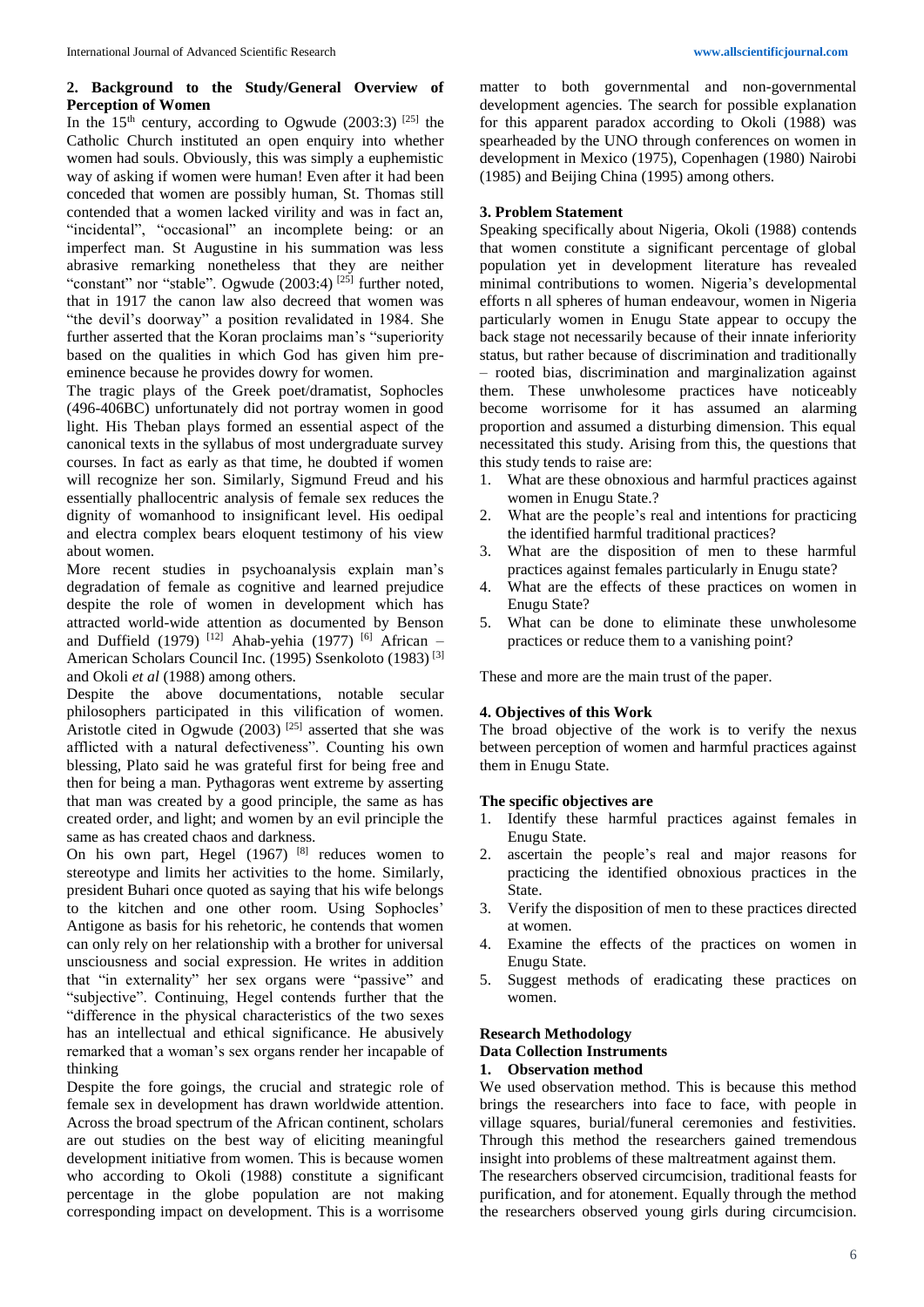## 2. Background to the Study/General Overview of Perception of Women

In the 15th century, according to Ogwude (2003:3) [25] the Catholic Church instituted an open enquiry into whether women had souls. Obviously, this was simply a euphemistic way of asking if women were human! Even after it had been conceded that women are possibly human, St. Thomas still contended that a women lacked virility and was in fact an, "incidental", "occasional" an incomplete being: or an imperfect man. St Augustine in his summation was less abrasive remarking nonetheless that they are neither "constant" nor "stable". Ogwude (2003:4) [25] further noted, that in 1917 the canon law also decreed that women was "the devil's doorway" a position revalidated in 1984. She further asserted that the Koran proclaims man's "superiority based on the qualities in which God has given him pre-eminence because he provides dowry for women.

The tragic plays of the Greek poet/dramatist, Sophocles (496-406BC) unfortunately did not portray women in good light. His Theban plays formed an essential aspect of the canonical texts in the syllabus of most undergraduate survey courses. In fact as early as that time, he doubted if women will recognize her son. Similarly, Sigmund Freud and his essentially phallocentric analysis of female sex reduces the dignity of womanhood to insignificant level. His oedipal and electra complex bears eloquent testimony of his view about women.

More recent studies in psychoanalysis explain man's degradation of female as cognitive and learned prejudice despite the role of women in development which has attracted world-wide attention as documented by Benson and Duffield (1979) [12] Ahab-yehia (1977) [6] African – American Scholars Council Inc. (1995) Ssenkoloto (1983) [3] and Okoli *et al* (1988) among others.

Despite the above documentations, notable secular philosophers participated in this vilification of women. Aristotle cited in Ogwude (2003) [25] asserted that she was afflicted with a natural defectiveness". Counting his own blessing, Plato said he was grateful first for being free and then for being a man. Pythagoras went extreme by asserting that man was created by a good principle, the same as has created order, and light; and women by an evil principle the same as has created chaos and darkness.

On his own part, Hegel (1967) [8] reduces women to stereotype and limits her activities to the home. Similarly, president Buhari once quoted as saying that his wife belongs to the kitchen and one other room. Using Sophocles' Antigone as basis for his rehetoric, he contends that women can only rely on her relationship with a brother for universal unsciousness and social expression. He writes in addition that "in externality" her sex organs were "passive" and "subjective". Continuing, Hegel contends further that the "difference in the physical characteristics of the two sexes has an intellectual and ethical significance. He abusively remarked that a woman's sex organs render her incapable of thinking

Despite the fore goings, the crucial and strategic role of female sex in development has drawn worldwide attention. Across the broad spectrum of the African continent, scholars are out studies on the best way of eliciting meaningful development initiative from women. This is because women who according to Okoli (1988) constitute a significant percentage in the globe population are not making corresponding impact on development. This is a worrisome matter to both governmental and non-governmental development agencies. The search for possible explanation for this apparent paradox according to Okoli (1988) was spearheaded by the UNO through conferences on women in development in Mexico (1975), Copenhagen (1980) Nairobi (1985) and Beijing China (1995) among others.

## 3. Problem Statement

Speaking specifically about Nigeria, Okoli (1988) contends that women constitute a significant percentage of global population yet in development literature has revealed minimal contributions to women. Nigeria's developmental efforts n all spheres of human endeavour, women in Nigeria particularly women in Enugu State appear to occupy the back stage not necessarily because of their innate inferiority status, but rather because of discrimination and traditionally – rooted bias, discrimination and marginalization against them. These unwholesome practices have noticeably become worrisome for it has assumed an alarming proportion and assumed a disturbing dimension. This equal necessitated this study. Arising from this, the questions that this study tends to raise are:

1. What are these obnoxious and harmful practices against women in Enugu State.?
2. What are the people's real and intentions for practicing the identified harmful traditional practices?
3. What are the disposition of men to these harmful practices against females particularly in Enugu state?
4. What are the effects of these practices on women in Enugu State?
5. What can be done to eliminate these unwholesome practices or reduce them to a vanishing point?

These and more are the main trust of the paper.

## 4. Objectives of this Work

The broad objective of the work is to verify the nexus between perception of women and harmful practices against them in Enugu State.

### The specific objectives are

1. Identify these harmful practices against females in Enugu State.
2. ascertain the people's real and major reasons for practicing the identified obnoxious practices in the State.
3. Verify the disposition of men to these practices directed at women.
4. Examine the effects of the practices on women in Enugu State.
5. Suggest methods of eradicating these practices on women.

## Research Methodology

### Data Collection Instruments

#### 1. Observation method

We used observation method. This is because this method brings the researchers into face to face, with people in village squares, burial/funeral ceremonies and festivities. Through this method the researchers gained tremendous insight into problems of these maltreatment against them.

The researchers observed circumcision, traditional feasts for purification, and for atonement. Equally through the method the researchers observed young girls during circumcision.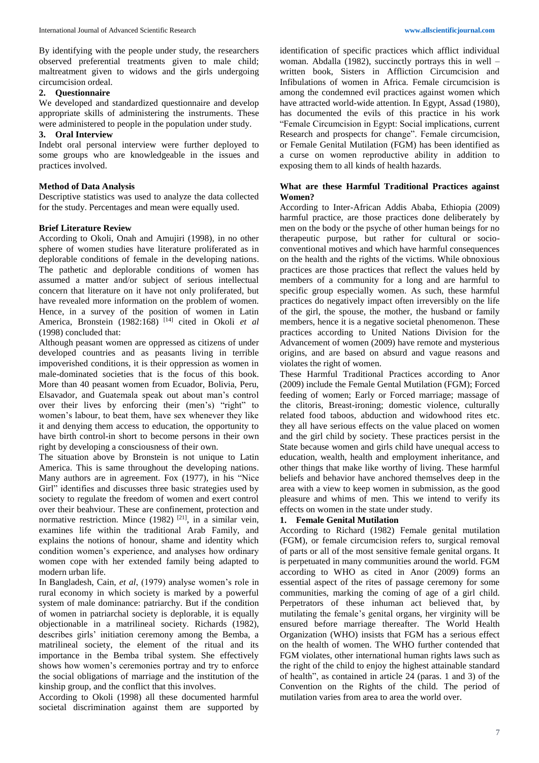By identifying with the people under study, the researchers observed preferential treatments given to male child; maltreatment given to widows and the girls undergoing circumcision ordeal.

**2. Questionnaire**

We developed and standardized questionnaire and develop appropriate skills of administering the instruments. These were administered to people in the population under study.

**3. Oral Interview**

Indebt oral personal interview were further deployed to some groups who are knowledgeable in the issues and practices involved.

**Method of Data Analysis**

Descriptive statistics was used to analyze the data collected for the study. Percentages and mean were equally used.

**Brief Literature Review**

According to Okoli, Onah and Amujiri (1998), in no other sphere of women studies have literature proliferated as in deplorable conditions of female in the developing nations. The pathetic and deplorable conditions of women has assumed a matter and/or subject of serious intellectual concern that literature on it have not only proliferated, but have revealed more information on the problem of women. Hence, in a survey of the position of women in Latin America, Bronstein (1982:168) [14] cited in Okoli *et al* (1998) concluded that:

Although peasant women are oppressed as citizens of under developed countries and as peasants living in terrible impoverished conditions, it is their oppression as women in male-dominated societies that is the focus of this book. More than 40 peasant women from Ecuador, Bolivia, Peru, Elsavador, and Guatemala speak out about man's control over their lives by enforcing their (men's) "right" to women's labour, to beat them, have sex whenever they like it and denying them access to education, the opportunity to have birth control-in short to become persons in their own right by developing a consciousness of their own.

The situation above by Bronstein is not unique to Latin America. This is same throughout the developing nations. Many authors are in agreement. Fox (1977), in his "Nice Girl" identifies and discusses three basic strategies used by society to regulate the freedom of women and exert control over their beahviour. These are confinement, protection and normative restriction. Mince (1982) [21], in a similar vein, examines life within the traditional Arab Family, and explains the notions of honour, shame and identity which condition women's experience, and analyses how ordinary women cope with her extended family being adapted to modern urban life.

In Bangladesh, Cain, *et al*, (1979) analyse women's role in rural economy in which society is marked by a powerful system of male dominance: patriarchy. But if the condition of women in patriarchal society is deplorable, it is equally objectionable in a matrilineal society. Richards (1982), describes girls' initiation ceremony among the Bemba, a matrilineal society, the element of the ritual and its importance in the Bemba tribal system. She effectively shows how women's ceremonies portray and try to enforce the social obligations of marriage and the institution of the kinship group, and the conflict that this involves.

According to Okoli (1998) all these documented harmful societal discrimination against them are supported by identification of specific practices which afflict individual woman. Abdalla (1982), succinctly portrays this in well – written book, Sisters in Affliction Circumcision and Infibulations of women in Africa. Female circumcision is among the condemned evil practices against women which have attracted world-wide attention. In Egypt, Assad (1980), has documented the evils of this practice in his work "Female Circumcision in Egypt: Social implications, current Research and prospects for change". Female circumcision, or Female Genital Mutilation (FGM) has been identified as a curse on women reproductive ability in addition to exposing them to all kinds of health hazards.

**What are these Harmful Traditional Practices against Women?**

According to Inter-African Addis Ababa, Ethiopia (2009) harmful practice, are those practices done deliberately by men on the body or the psyche of other human beings for no therapeutic purpose, but rather for cultural or socio-conventional motives and which have harmful consequences on the health and the rights of the victims. While obnoxious practices are those practices that reflect the values held by members of a community for a long and are harmful to specific group especially women. As such, these harmful practices do negatively impact often irreversibly on the life of the girl, the spouse, the mother, the husband or family members, hence it is a negative societal phenomenon. These practices according to United Nations Division for the Advancement of women (2009) have remote and mysterious origins, and are based on absurd and vague reasons and violates the right of women.

These Harmful Traditional Practices according to Anor (2009) include the Female Gental Mutilation (FGM); Forced feeding of women; Early or Forced marriage; massage of the clitoris, Breast-ironing; domestic violence, culturally related food taboos, abduction and widowhood rites etc. they all have serious effects on the value placed on women and the girl child by society. These practices persist in the State because women and girls child have unequal access to education, wealth, health and employment inheritance, and other things that make like worthy of living. These harmful beliefs and behavior have anchored themselves deep in the area with a view to keep women in submission, as the good pleasure and whims of men. This we intend to verify its effects on women in the state under study.

**1. Female Genital Mutilation**

According to Richard (1982) Female genital mutilation (FGM), or female circumcision refers to, surgical removal of parts or all of the most sensitive female genital organs. It is perpetuated in many communities around the world. FGM according to WHO as cited in Anor (2009) forms an essential aspect of the rites of passage ceremony for some communities, marking the coming of age of a girl child. Perpetrators of these inhuman act believed that, by mutilating the female's genital organs, her virginity will be ensured before marriage thereafter. The World Health Organization (WHO) insists that FGM has a serious effect on the health of women. The WHO further contended that FGM violates, other international human rights laws such as the right of the child to enjoy the highest attainable standard of health", as contained in article 24 (paras. 1 and 3) of the Convention on the Rights of the child. The period of mutilation varies from area to area the world over.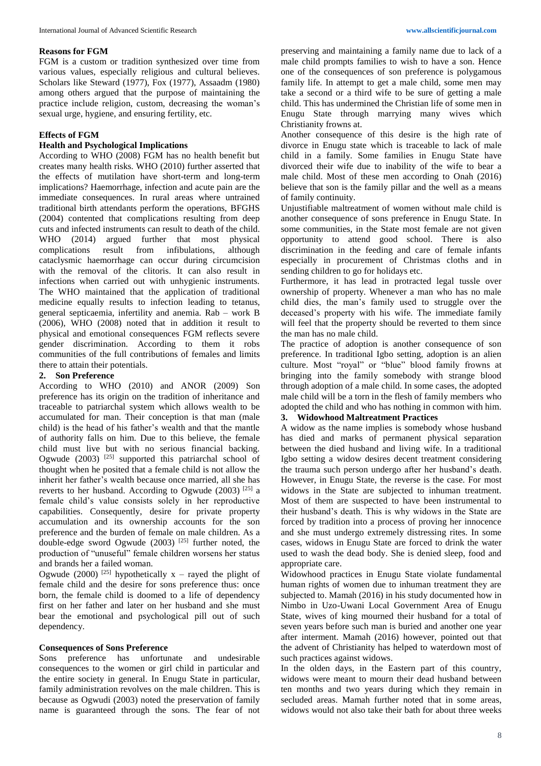#### Reasons for FGM

FGM is a custom or tradition synthesized over time from various values, especially religious and cultural believes. Scholars like Steward (1977), Fox (1977), Assaadm (1980) among others argued that the purpose of maintaining the practice include religion, custom, decreasing the woman's sexual urge, hygiene, and ensuring fertility, etc.

#### Effects of FGM

#### Health and Psychological Implications

According to WHO (2008) FGM has no health benefit but creates many health risks. WHO (2010) further asserted that the effects of mutilation have short-term and long-term implications? Haemorrhage, infection and acute pain are the immediate consequences. In rural areas where untrained traditional birth attendants perform the operations, BFGHS (2004) contented that complications resulting from deep cuts and infected instruments can result to death of the child. WHO (2014) argued further that most physical complications result from infibulations, although cataclysmic haemorrhage can occur during circumcision with the removal of the clitoris. It can also result in infections when carried out with unhygienic instruments. The WHO maintained that the application of traditional medicine equally results to infection leading to tetanus, general septicaemia, infertility and anemia. Rab – work B (2006), WHO (2008) noted that in addition it result to physical and emotional consequences FGM reflects severe gender discrimination. According to them it robs communities of the full contributions of females and limits there to attain their potentials.

#### 2. Son Preference

According to WHO (2010) and ANOR (2009) Son preference has its origin on the tradition of inheritance and traceable to patriarchal system which allows wealth to be accumulated for man. Their conception is that man (male child) is the head of his father's wealth and that the mantle of authority falls on him. Due to this believe, the female child must live but with no serious financial backing. Ogwude (2003) [25] supported this patriarchal school of thought when he posited that a female child is not allow the inherit her father's wealth because once married, all she has reverts to her husband. According to Ogwude (2003) [25] a female child's value consists solely in her reproductive capabilities. Consequently, desire for private property accumulation and its ownership accounts for the son preference and the burden of female on male children. As a double-edge sword Ogwude (2003) [25] further noted, the production of "unuseful" female children worsens her status and brands her a failed woman.

Ogwude (2000) [25] hypothetically x – rayed the plight of female child and the desire for sons preference thus: once born, the female child is doomed to a life of dependency first on her father and later on her husband and she must bear the emotional and psychological pill out of such dependency.

#### Consequences of Sons Preference

Sons preference has unfortunate and undesirable consequences to the women or girl child in particular and the entire society in general. In Enugu State in particular, family administration revolves on the male children. This is because as Ogwudi (2003) noted the preservation of family name is guaranteed through the sons. The fear of not preserving and maintaining a family name due to lack of a male child prompts families to wish to have a son. Hence one of the consequences of son preference is polygamous family life. In attempt to get a male child, some men may take a second or a third wife to be sure of getting a male child. This has undermined the Christian life of some men in Enugu State through marrying many wives which Christianity frowns at.

Another consequence of this desire is the high rate of divorce in Enugu state which is traceable to lack of male child in a family. Some families in Enugu State have divorced their wife due to inability of the wife to bear a male child. Most of these men according to Onah (2016) believe that son is the family pillar and the well as a means of family continuity.

Unjustifiable maltreatment of women without male child is another consequence of sons preference in Enugu State. In some communities, in the State most female are not given opportunity to attend good school. There is also discrimination in the feeding and care of female infants especially in procurement of Christmas cloths and in sending children to go for holidays etc.

Furthermore, it has lead in protracted legal tussle over ownership of property. Whenever a man who has no male child dies, the man's family used to struggle over the deceased's property with his wife. The immediate family will feel that the property should be reverted to them since the man has no male child.

The practice of adoption is another consequence of son preference. In traditional Igbo setting, adoption is an alien culture. Most "royal" or "blue" blood family frowns at bringing into the family somebody with strange blood through adoption of a male child. In some cases, the adopted male child will be a torn in the flesh of family members who adopted the child and who has nothing in common with him.

#### 3. Widowhood Maltreatment Practices

A widow as the name implies is somebody whose husband has died and marks of permanent physical separation between the died husband and living wife. In a traditional Igbo setting a widow desires decent treatment considering the trauma such person undergo after her husband's death. However, in Enugu State, the reverse is the case. For most widows in the State are subjected to inhuman treatment. Most of them are suspected to have been instrumental to their husband's death. This is why widows in the State are forced by tradition into a process of proving her innocence and she must undergo extremely distressing rites. In some cases, widows in Enugu State are forced to drink the water used to wash the dead body. She is denied sleep, food and appropriate care.

Widowhood practices in Enugu State violate fundamental human rights of women due to inhuman treatment they are subjected to. Mamah (2016) in his study documented how in Nimbo in Uzo-Uwani Local Government Area of Enugu State, wives of king mourned their husband for a total of seven years before such man is buried and another one year after interment. Mamah (2016) however, pointed out that the advent of Christianity has helped to waterdown most of such practices against widows.

In the olden days, in the Eastern part of this country, widows were meant to mourn their dead husband between ten months and two years during which they remain in secluded areas. Mamah further noted that in some areas, widows would not also take their bath for about three weeks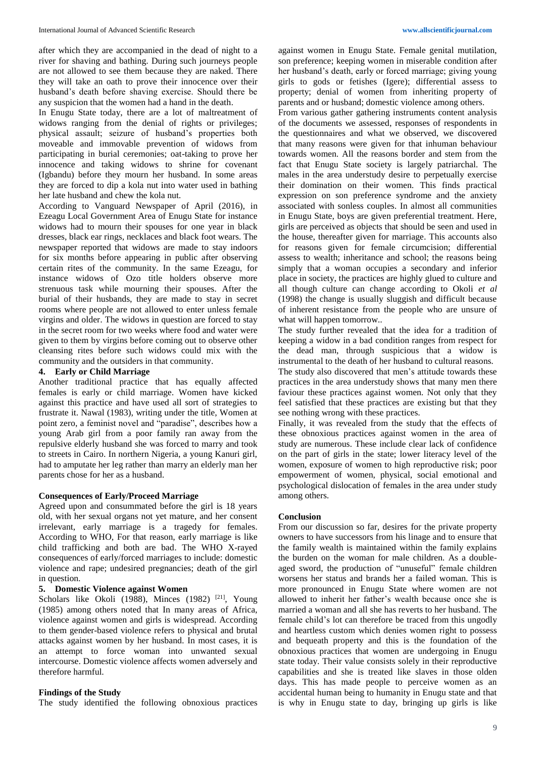after which they are accompanied in the dead of night to a river for shaving and bathing. During such journeys people are not allowed to see them because they are naked. There they will take an oath to prove their innocence over their husband's death before shaving exercise. Should there be any suspicion that the women had a hand in the death.

In Enugu State today, there are a lot of maltreatment of widows ranging from the denial of rights or privileges; physical assault; seizure of husband's properties both moveable and immovable prevention of widows from participating in burial ceremonies; oat-taking to prove her innocence and taking widows to shrine for covenant (Igbandu) before they mourn her husband. In some areas they are forced to dip a kola nut into water used in bathing her late husband and chew the kola nut.

According to Vanguard Newspaper of April (2016), in Ezeagu Local Government Area of Enugu State for instance widows had to mourn their spouses for one year in black dresses, black ear rings, necklaces and black foot wears. The newspaper reported that widows are made to stay indoors for six months before appearing in public after observing certain rites of the community. In the same Ezeagu, for instance widows of Ozo title holders observe more strenuous task while mourning their spouses. After the burial of their husbands, they are made to stay in secret rooms where people are not allowed to enter unless female virgins and older. The widows in question are forced to stay in the secret room for two weeks where food and water were given to them by virgins before coming out to observe other cleansing rites before such widows could mix with the community and the outsiders in that community.

### 4. Early or Child Marriage

Another traditional practice that has equally affected females is early or child marriage. Women have kicked against this practice and have used all sort of strategies to frustrate it. Nawal (1983), writing under the title, Women at point zero, a feminist novel and "paradise", describes how a young Arab girl from a poor family ran away from the repulsive elderly husband she was forced to marry and took to streets in Cairo. In northern Nigeria, a young Kanuri girl, had to amputate her leg rather than marry an elderly man her parents chose for her as a husband.

### Consequences of Early/Proceed Marriage

Agreed upon and consummated before the girl is 18 years old, with her sexual organs not yet mature, and her consent irrelevant, early marriage is a tragedy for females. According to WHO, For that reason, early marriage is like child trafficking and both are bad. The WHO X-rayed consequences of early/forced marriages to include: domestic violence and rape; undesired pregnancies; death of the girl in question.

### 5. Domestic Violence against Women

Scholars like Okoli (1988), Minces (1982) [21], Young (1985) among others noted that In many areas of Africa, violence against women and girls is widespread. According to them gender-based violence refers to physical and brutal attacks against women by her husband. In most cases, it is an attempt to force woman into unwanted sexual intercourse. Domestic violence affects women adversely and therefore harmful.

### Findings of the Study

The study identified the following obnoxious practices against women in Enugu State. Female genital mutilation, son preference; keeping women in miserable condition after her husband's death, early or forced marriage; giving young girls to gods or fetishes (Igere); differential assess to property; denial of women from inheriting property of parents and or husband; domestic violence among others.

From various gather gathering instruments content analysis of the documents we assessed, responses of respondents in the questionnaires and what we observed, we discovered that many reasons were given for that inhuman behaviour towards women. All the reasons border and stem from the fact that Enugu State society is largely patriarchal. The males in the area understudy desire to perpetually exercise their domination on their women. This finds practical expression on son preference syndrome and the anxiety associated with sonless couples. In almost all communities in Enugu State, boys are given preferential treatment. Here, girls are perceived as objects that should be seen and used in the house, thereafter given for marriage. This accounts also for reasons given for female circumcision; differential assess to wealth; inheritance and school; the reasons being simply that a woman occupies a secondary and inferior place in society, the practices are highly glued to culture and all though culture can change according to Okoli *et al* (1998) the change is usually sluggish and difficult because of inherent resistance from the people who are unsure of what will happen tomorrow..

The study further revealed that the idea for a tradition of keeping a widow in a bad condition ranges from respect for the dead man, through suspicious that a widow is instrumental to the death of her husband to cultural reasons.

The study also discovered that men's attitude towards these practices in the area understudy shows that many men there faviour these practices against women. Not only that they feel satisfied that these practices are existing but that they see nothing wrong with these practices.

Finally, it was revealed from the study that the effects of these obnoxious practices against women in the area of study are numerous. These include clear lack of confidence on the part of girls in the state; lower literacy level of the women, exposure of women to high reproductive risk; poor empowerment of women, physical, social emotional and psychological dislocation of females in the area under study among others.

### Conclusion

From our discussion so far, desires for the private property owners to have successors from his linage and to ensure that the family wealth is maintained within the family explains the burden on the woman for male children. As a double-aged sword, the production of "unuseful" female children worsens her status and brands her a failed woman. This is more pronounced in Enugu State where women are not allowed to inherit her father's wealth because once she is married a woman and all she has reverts to her husband. The female child's lot can therefore be traced from this ungodly and heartless custom which denies women right to possess and bequeath property and this is the foundation of the obnoxious practices that women are undergoing in Enugu state today. Their value consists solely in their reproductive capabilities and she is treated like slaves in those olden days. This has made people to perceive women as an accidental human being to humanity in Enugu state and that is why in Enugu state to day, bringing up girls is like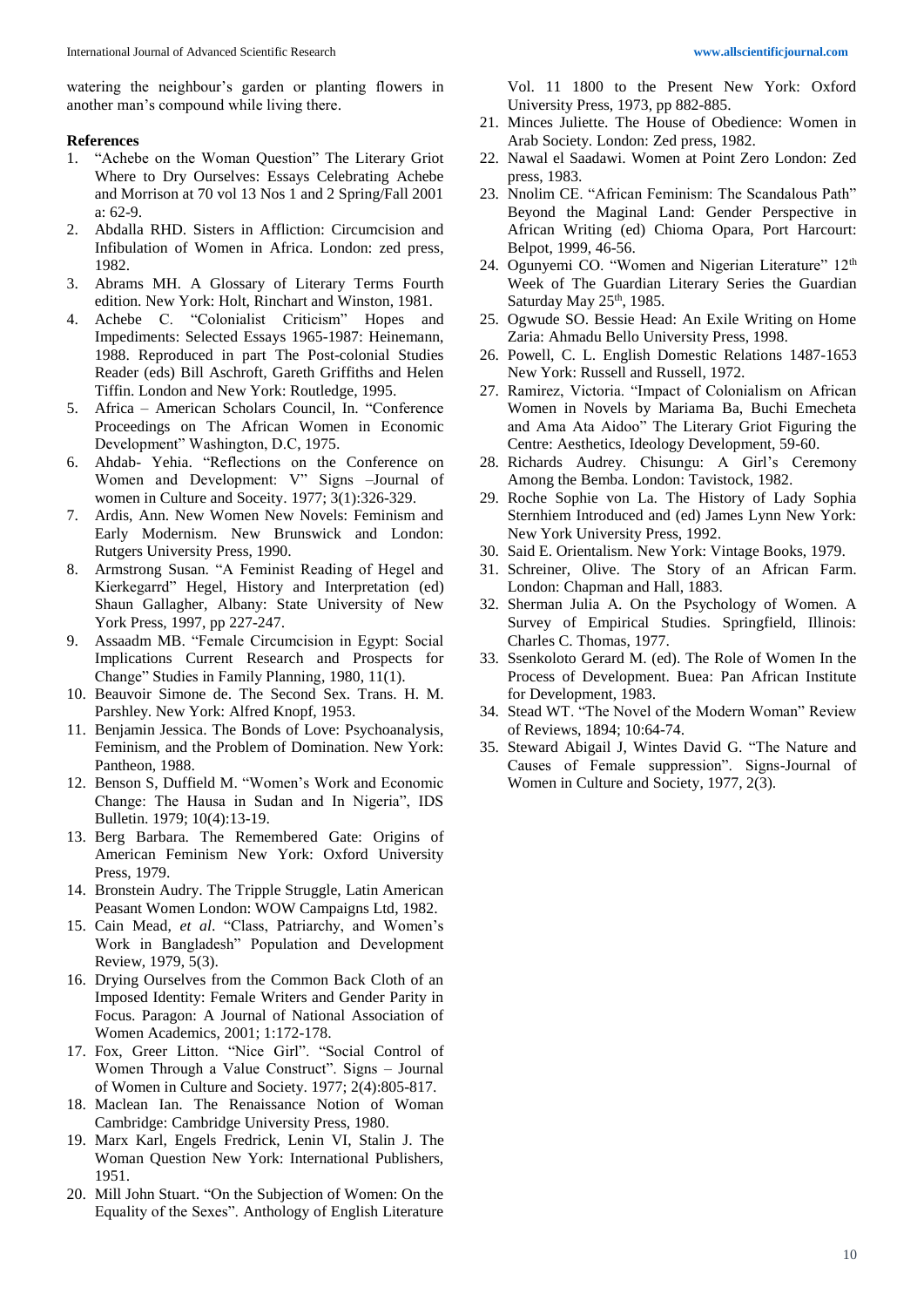watering the neighbour's garden or planting flowers in another man's compound while living there.

**References**

1. "Achebe on the Woman Question" The Literary Griot Where to Dry Ourselves: Essays Celebrating Achebe and Morrison at 70 vol 13 Nos 1 and 2 Spring/Fall 2001 a: 62-9.
2. Abdalla RHD. Sisters in Affliction: Circumcision and Infibulation of Women in Africa. London: zed press, 1982.
3. Abrams MH. A Glossary of Literary Terms Fourth edition. New York: Holt, Rinchart and Winston, 1981.
4. Achebe C. "Colonialist Criticism" Hopes and Impediments: Selected Essays 1965-1987: Heinemann, 1988. Reproduced in part The Post-colonial Studies Reader (eds) Bill Aschroft, Gareth Griffiths and Helen Tiffin. London and New York: Routledge, 1995.
5. Africa – American Scholars Council, In. "Conference Proceedings on The African Women in Economic Development" Washington, D.C, 1975.
6. Ahdab- Yehia. "Reflections on the Conference on Women and Development: V" Signs –Journal of women in Culture and Soceity. 1977; 3(1):326-329.
7. Ardis, Ann. New Women New Novels: Feminism and Early Modernism. New Brunswick and London: Rutgers University Press, 1990.
8. Armstrong Susan. "A Feminist Reading of Hegel and Kierkegarrd" Hegel, History and Interpretation (ed) Shaun Gallagher, Albany: State University of New York Press, 1997, pp 227-247.
9. Assaadm MB. "Female Circumcision in Egypt: Social Implications Current Research and Prospects for Change" Studies in Family Planning, 1980, 11(1).
10. Beauvoir Simone de. The Second Sex. Trans. H. M. Parshley. New York: Alfred Knopf, 1953.
11. Benjamin Jessica. The Bonds of Love: Psychoanalysis, Feminism, and the Problem of Domination. New York: Pantheon, 1988.
12. Benson S, Duffield M. "Women's Work and Economic Change: The Hausa in Sudan and In Nigeria", IDS Bulletin. 1979; 10(4):13-19.
13. Berg Barbara. The Remembered Gate: Origins of American Feminism New York: Oxford University Press, 1979.
14. Bronstein Audry. The Tripple Struggle, Latin American Peasant Women London: WOW Campaigns Ltd, 1982.
15. Cain Mead, *et al*. "Class, Patriarchy, and Women's Work in Bangladesh" Population and Development Review, 1979, 5(3).
16. Drying Ourselves from the Common Back Cloth of an Imposed Identity: Female Writers and Gender Parity in Focus. Paragon: A Journal of National Association of Women Academics, 2001; 1:172-178.
17. Fox, Greer Litton. "Nice Girl". "Social Control of Women Through a Value Construct". Signs – Journal of Women in Culture and Society. 1977; 2(4):805-817.
18. Maclean Ian. The Renaissance Notion of Woman Cambridge: Cambridge University Press, 1980.
19. Marx Karl, Engels Fredrick, Lenin VI, Stalin J. The Woman Question New York: International Publishers, 1951.
20. Mill John Stuart. "On the Subjection of Women: On the Equality of the Sexes". Anthology of English Literature Vol. 11 1800 to the Present New York: Oxford University Press, 1973, pp 882-885.
21. Minces Juliette. The House of Obedience: Women in Arab Society. London: Zed press, 1982.
22. Nawal el Saadawi. Women at Point Zero London: Zed press, 1983.
23. Nnolim CE. "African Feminism: The Scandalous Path" Beyond the Maginal Land: Gender Perspective in African Writing (ed) Chioma Opara, Port Harcourt: Belpot, 1999, 46-56.
24. Ogunyemi CO. "Women and Nigerian Literature" 12th Week of The Guardian Literary Series the Guardian Saturday May 25th, 1985.
25. Ogwude SO. Bessie Head: An Exile Writing on Home Zaria: Ahmadu Bello University Press, 1998.
26. Powell, C. L. English Domestic Relations 1487-1653 New York: Russell and Russell, 1972.
27. Ramirez, Victoria. "Impact of Colonialism on African Women in Novels by Mariama Ba, Buchi Emecheta and Ama Ata Aidoo" The Literary Griot Figuring the Centre: Aesthetics, Ideology Development, 59-60.
28. Richards Audrey. Chisungu: A Girl's Ceremony Among the Bemba. London: Tavistock, 1982.
29. Roche Sophie von La. The History of Lady Sophia Sternhiem Introduced and (ed) James Lynn New York: New York University Press, 1992.
30. Said E. Orientalism. New York: Vintage Books, 1979.
31. Schreiner, Olive. The Story of an African Farm. London: Chapman and Hall, 1883.
32. Sherman Julia A. On the Psychology of Women. A Survey of Empirical Studies. Springfield, Illinois: Charles C. Thomas, 1977.
33. Ssenkoloto Gerard M. (ed). The Role of Women In the Process of Development. Buea: Pan African Institute for Development, 1983.
34. Stead WT. "The Novel of the Modern Woman" Review of Reviews, 1894; 10:64-74.
35. Steward Abigail J, Wintes David G. "The Nature and Causes of Female suppression". Signs-Journal of Women in Culture and Society, 1977, 2(3).